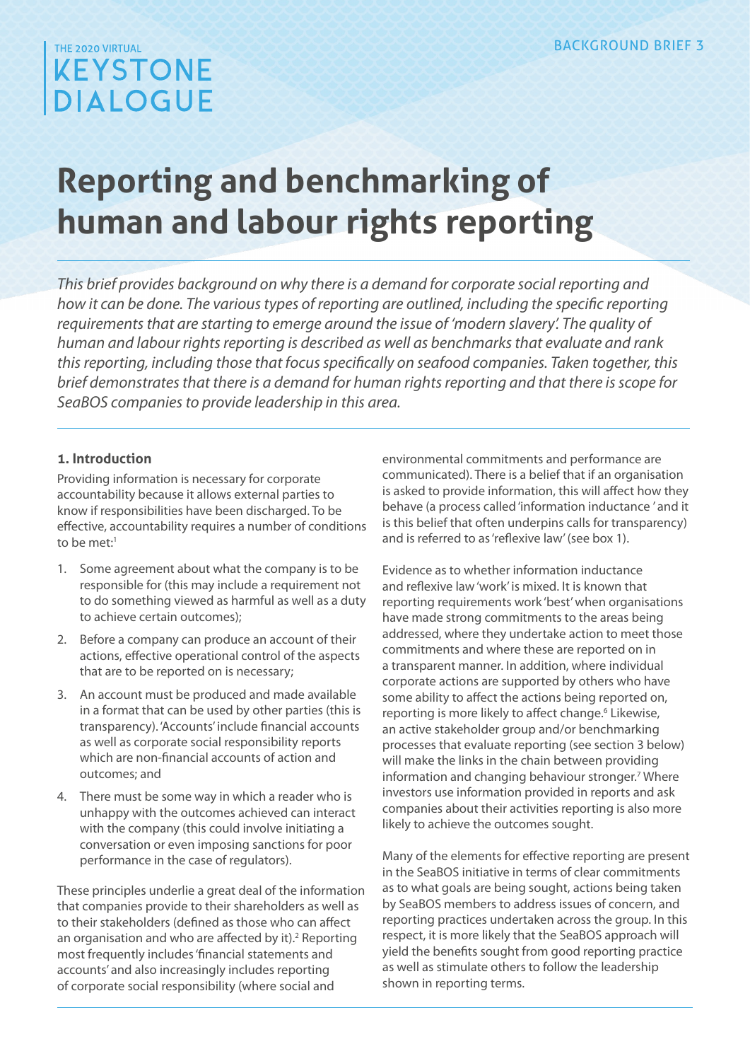THE 2020 VIRTUAL
KEYSTONE
DIALOGUE

BACKGROUND BRIEF 3

# Reporting and benchmarking of human and labour rights reporting

*This brief provides background on why there is a demand for corporate social reporting and how it can be done. The various types of reporting are outlined, including the specific reporting requirements that are starting to emerge around the issue of 'modern slavery'. The quality of human and labour rights reporting is described as well as benchmarks that evaluate and rank this reporting, including those that focus specifically on seafood companies. Taken together, this brief demonstrates that there is a demand for human rights reporting and that there is scope for SeaBOS companies to provide leadership in this area.*

## 1. Introduction

Providing information is necessary for corporate accountability because it allows external parties to know if responsibilities have been discharged. To be effective, accountability requires a number of conditions to be met:[1]

1. Some agreement about what the company is to be responsible for (this may include a requirement not to do something viewed as harmful as well as a duty to achieve certain outcomes);
2. Before a company can produce an account of their actions, effective operational control of the aspects that are to be reported on is necessary;
3. An account must be produced and made available in a format that can be used by other parties (this is transparency). 'Accounts' include financial accounts as well as corporate social responsibility reports which are non-financial accounts of action and outcomes; and
4. There must be some way in which a reader who is unhappy with the outcomes achieved can interact with the company (this could involve initiating a conversation or even imposing sanctions for poor performance in the case of regulators).

These principles underlie a great deal of the information that companies provide to their shareholders as well as to their stakeholders (defined as those who can affect an organisation and who are affected by it).[2] Reporting most frequently includes 'financial statements and accounts' and also increasingly includes reporting of corporate social responsibility (where social and environmental commitments and performance are communicated). There is a belief that if an organisation is asked to provide information, this will affect how they behave (a process called 'information inductance' and it is this belief that often underpins calls for transparency) and is referred to as 'reflexive law' (see box 1).

Evidence as to whether information inductance and reflexive law 'work' is mixed. It is known that reporting requirements work 'best' when organisations have made strong commitments to the areas being addressed, where they undertake action to meet those commitments and where these are reported on in a transparent manner. In addition, where individual corporate actions are supported by others who have some ability to affect the actions being reported on, reporting is more likely to affect change.[6] Likewise, an active stakeholder group and/or benchmarking processes that evaluate reporting (see section 3 below) will make the links in the chain between providing information and changing behaviour stronger.[7] Where investors use information provided in reports and ask companies about their activities reporting is also more likely to achieve the outcomes sought.

Many of the elements for effective reporting are present in the SeaBOS initiative in terms of clear commitments as to what goals are being sought, actions being taken by SeaBOS members to address issues of concern, and reporting practices undertaken across the group. In this respect, it is more likely that the SeaBOS approach will yield the benefits sought from good reporting practice as well as stimulate others to follow the leadership shown in reporting terms.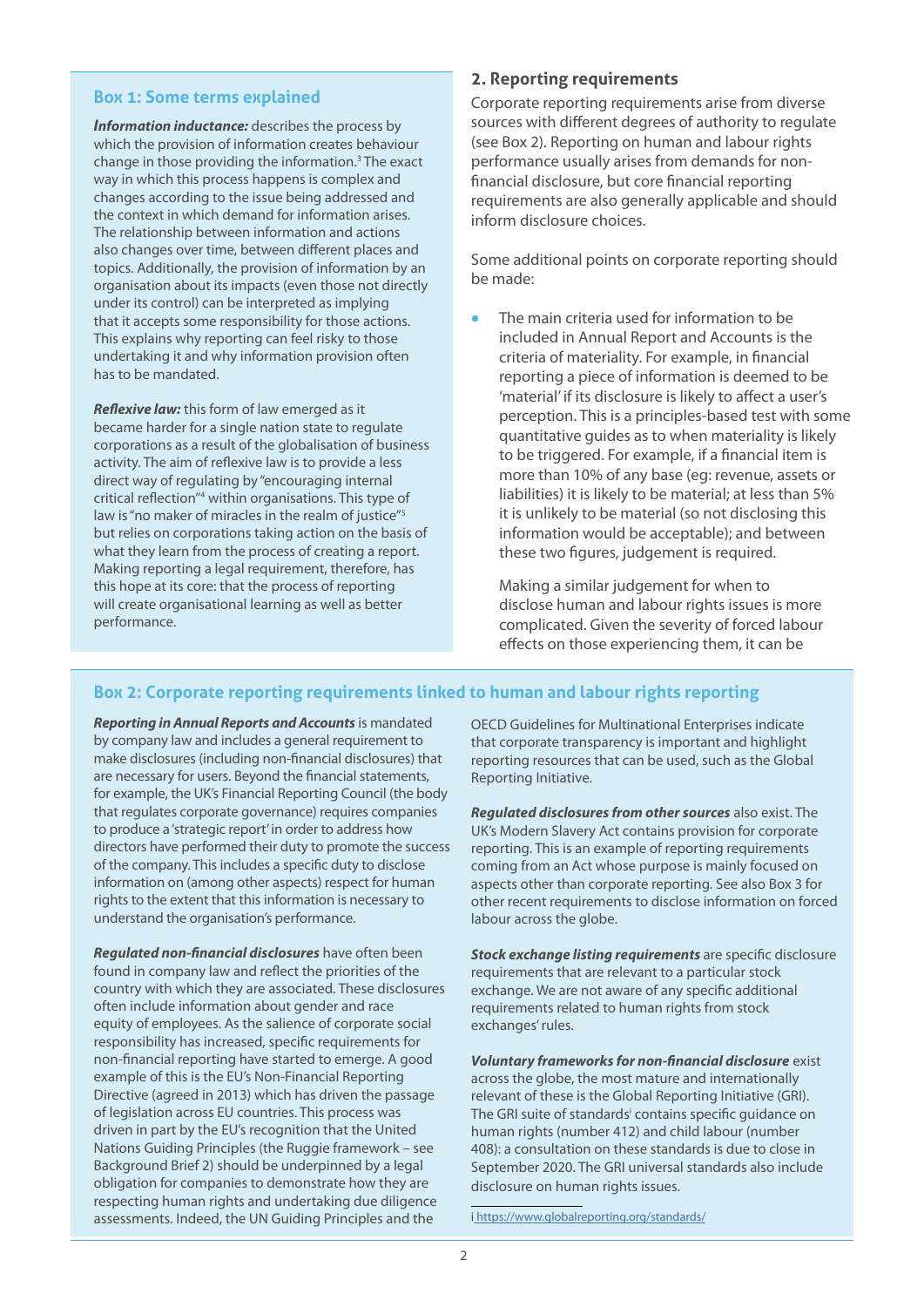## Box 1: Some terms explained

***Information inductance:*** describes the process by which the provision of information creates behaviour change in those providing the information.[3] The exact way in which this process happens is complex and changes according to the issue being addressed and the context in which demand for information arises. The relationship between information and actions also changes over time, between different places and topics. Additionally, the provision of information by an organisation about its impacts (even those not directly under its control) can be interpreted as implying that it accepts some responsibility for those actions. This explains why reporting can feel risky to those undertaking it and why information provision often has to be mandated.

***Reflexive law:*** this form of law emerged as it became harder for a single nation state to regulate corporations as a result of the globalisation of business activity. The aim of reflexive law is to provide a less direct way of regulating by "encouraging internal critical reflection"[4] within organisations. This type of law is "no maker of miracles in the realm of justice"[5] but relies on corporations taking action on the basis of what they learn from the process of creating a report. Making reporting a legal requirement, therefore, has this hope at its core: that the process of reporting will create organisational learning as well as better performance.

## 2. Reporting requirements

Corporate reporting requirements arise from diverse sources with different degrees of authority to regulate (see Box 2). Reporting on human and labour rights performance usually arises from demands for non-financial disclosure, but core financial reporting requirements are also generally applicable and should inform disclosure choices.

Some additional points on corporate reporting should be made:

- The main criteria used for information to be included in Annual Report and Accounts is the criteria of materiality. For example, in financial reporting a piece of information is deemed to be 'material' if its disclosure is likely to affect a user's perception. This is a principles-based test with some quantitative guides as to when materiality is likely to be triggered. For example, if a financial item is more than 10% of any base (eg: revenue, assets or liabilities) it is likely to be material; at less than 5% it is unlikely to be material (so not disclosing this information would be acceptable); and between these two figures, judgement is required.

  Making a similar judgement for when to disclose human and labour rights issues is more complicated. Given the severity of forced labour effects on those experiencing them, it can be

## Box 2: Corporate reporting requirements linked to human and labour rights reporting

***Reporting in Annual Reports and Accounts*** is mandated by company law and includes a general requirement to make disclosures (including non-financial disclosures) that are necessary for users. Beyond the financial statements, for example, the UK's Financial Reporting Council (the body that regulates corporate governance) requires companies to produce a 'strategic report' in order to address how directors have performed their duty to promote the success of the company. This includes a specific duty to disclose information on (among other aspects) respect for human rights to the extent that this information is necessary to understand the organisation's performance.

***Regulated non-financial disclosures*** have often been found in company law and reflect the priorities of the country with which they are associated. These disclosures often include information about gender and race equity of employees. As the salience of corporate social responsibility has increased, specific requirements for non-financial reporting have started to emerge. A good example of this is the EU's Non-Financial Reporting Directive (agreed in 2013) which has driven the passage of legislation across EU countries. This process was driven in part by the EU's recognition that the United Nations Guiding Principles (the Ruggie framework – see Background Brief 2) should be underpinned by a legal obligation for companies to demonstrate how they are respecting human rights and undertaking due diligence assessments. Indeed, the UN Guiding Principles and the OECD Guidelines for Multinational Enterprises indicate that corporate transparency is important and highlight reporting resources that can be used, such as the Global Reporting Initiative.

***Regulated disclosures from other sources*** also exist. The UK's Modern Slavery Act contains provision for corporate reporting. This is an example of reporting requirements coming from an Act whose purpose is mainly focused on aspects other than corporate reporting. See also Box 3 for other recent requirements to disclose information on forced labour across the globe.

***Stock exchange listing requirements*** are specific disclosure requirements that are relevant to a particular stock exchange. We are not aware of any specific additional requirements related to human rights from stock exchanges' rules.

***Voluntary frameworks for non-financial disclosure*** exist across the globe, the most mature and internationally relevant of these is the Global Reporting Initiative (GRI). The GRI suite of standards[i] contains specific guidance on human rights (number 412) and child labour (number 408): a consultation on these standards is due to close in September 2020. The GRI universal standards also include disclosure on human rights issues.

i https://www.globalreporting.org/standards/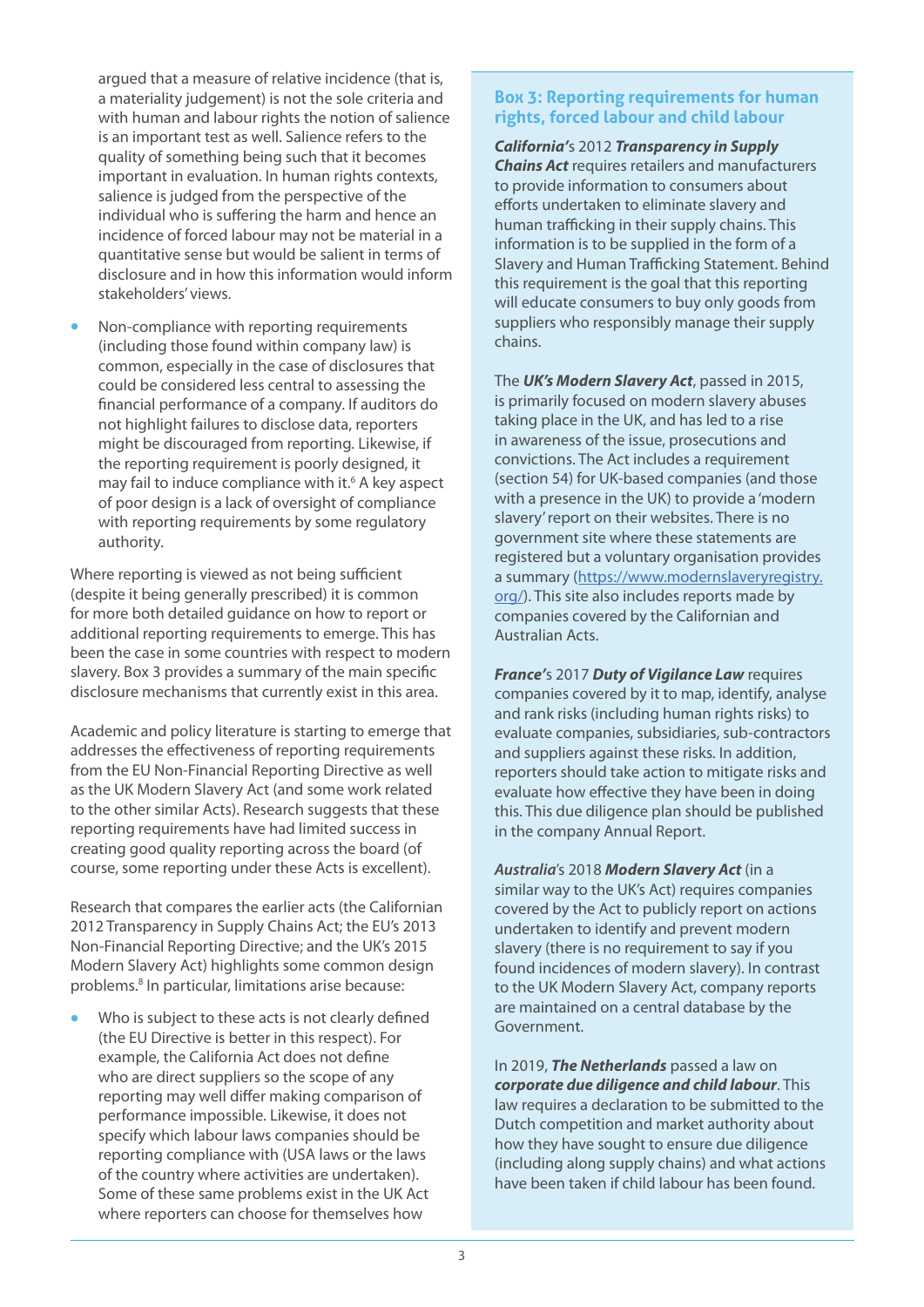argued that a measure of relative incidence (that is, a materiality judgement) is not the sole criteria and with human and labour rights the notion of salience is an important test as well. Salience refers to the quality of something being such that it becomes important in evaluation. In human rights contexts, salience is judged from the perspective of the individual who is suffering the harm and hence an incidence of forced labour may not be material in a quantitative sense but would be salient in terms of disclosure and in how this information would inform stakeholders' views.

- Non-compliance with reporting requirements (including those found within company law) is common, especially in the case of disclosures that could be considered less central to assessing the financial performance of a company. If auditors do not highlight failures to disclose data, reporters might be discouraged from reporting. Likewise, if the reporting requirement is poorly designed, it may fail to induce compliance with it.[6] A key aspect of poor design is a lack of oversight of compliance with reporting requirements by some regulatory authority.

Where reporting is viewed as not being sufficient (despite it being generally prescribed) it is common for more both detailed guidance on how to report or additional reporting requirements to emerge. This has been the case in some countries with respect to modern slavery. Box 3 provides a summary of the main specific disclosure mechanisms that currently exist in this area.

Academic and policy literature is starting to emerge that addresses the effectiveness of reporting requirements from the EU Non-Financial Reporting Directive as well as the UK Modern Slavery Act (and some work related to the other similar Acts). Research suggests that these reporting requirements have had limited success in creating good quality reporting across the board (of course, some reporting under these Acts is excellent).

Research that compares the earlier acts (the Californian 2012 Transparency in Supply Chains Act; the EU's 2013 Non-Financial Reporting Directive; and the UK's 2015 Modern Slavery Act) highlights some common design problems.[8] In particular, limitations arise because:

- Who is subject to these acts is not clearly defined (the EU Directive is better in this respect). For example, the California Act does not define who are direct suppliers so the scope of any reporting may well differ making comparison of performance impossible. Likewise, it does not specify which labour laws companies should be reporting compliance with (USA laws or the laws of the country where activities are undertaken). Some of these same problems exist in the UK Act where reporters can choose for themselves how

### Box 3: Reporting requirements for human rights, forced labour and child labour

***California***'s 2012 ***Transparency in Supply Chains Act*** requires retailers and manufacturers to provide information to consumers about efforts undertaken to eliminate slavery and human trafficking in their supply chains. This information is to be supplied in the form of a Slavery and Human Trafficking Statement. Behind this requirement is the goal that this reporting will educate consumers to buy only goods from suppliers who responsibly manage their supply chains.

The ***UK's Modern Slavery Act***, passed in 2015, is primarily focused on modern slavery abuses taking place in the UK, and has led to a rise in awareness of the issue, prosecutions and convictions. The Act includes a requirement (section 54) for UK-based companies (and those with a presence in the UK) to provide a 'modern slavery' report on their websites. There is no government site where these statements are registered but a voluntary organisation provides a summary (https://www.modernslaveryregistry.org/). This site also includes reports made by companies covered by the Californian and Australian Acts.

***France***'s 2017 ***Duty of Vigilance Law*** requires companies covered by it to map, identify, analyse and rank risks (including human rights risks) to evaluate companies, subsidiaries, sub-contractors and suppliers against these risks. In addition, reporters should take action to mitigate risks and evaluate how effective they have been in doing this. This due diligence plan should be published in the company Annual Report.

***Australia***'s 2018 ***Modern Slavery Act*** (in a similar way to the UK's Act) requires companies covered by the Act to publicly report on actions undertaken to identify and prevent modern slavery (there is no requirement to say if you found incidences of modern slavery). In contrast to the UK Modern Slavery Act, company reports are maintained on a central database by the Government.

In 2019, ***The Netherlands*** passed a law on ***corporate due diligence and child labour***. This law requires a declaration to be submitted to the Dutch competition and market authority about how they have sought to ensure due diligence (including along supply chains) and what actions have been taken if child labour has been found.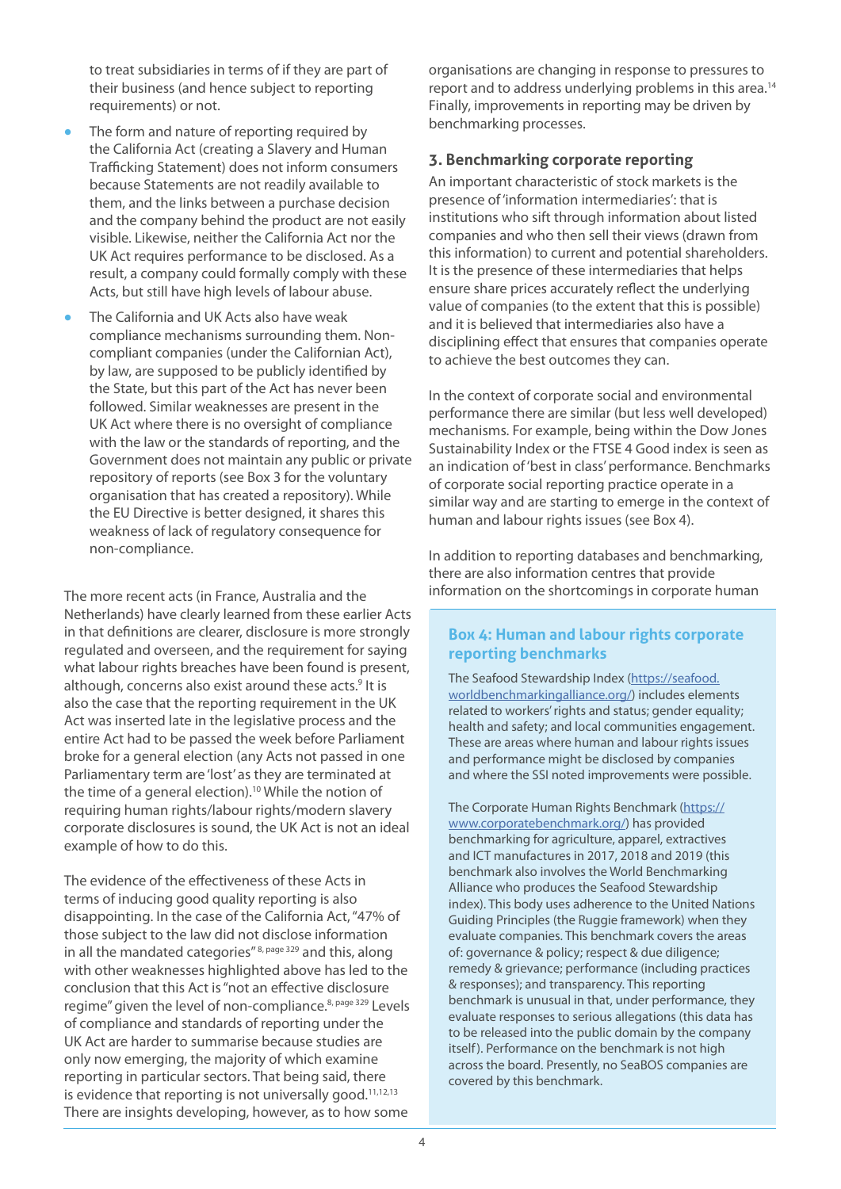to treat subsidiaries in terms of if they are part of their business (and hence subject to reporting requirements) or not.

- The form and nature of reporting required by the California Act (creating a Slavery and Human Trafficking Statement) does not inform consumers because Statements are not readily available to them, and the links between a purchase decision and the company behind the product are not easily visible. Likewise, neither the California Act nor the UK Act requires performance to be disclosed. As a result, a company could formally comply with these Acts, but still have high levels of labour abuse.
- The California and UK Acts also have weak compliance mechanisms surrounding them. Non-compliant companies (under the Californian Act), by law, are supposed to be publicly identified by the State, but this part of the Act has never been followed. Similar weaknesses are present in the UK Act where there is no oversight of compliance with the law or the standards of reporting, and the Government does not maintain any public or private repository of reports (see Box 3 for the voluntary organisation that has created a repository). While the EU Directive is better designed, it shares this weakness of lack of regulatory consequence for non-compliance.

The more recent acts (in France, Australia and the Netherlands) have clearly learned from these earlier Acts in that definitions are clearer, disclosure is more strongly regulated and overseen, and the requirement for saying what labour rights breaches have been found is present, although, concerns also exist around these acts.[9] It is also the case that the reporting requirement in the UK Act was inserted late in the legislative process and the entire Act had to be passed the week before Parliament broke for a general election (any Acts not passed in one Parliamentary term are 'lost' as they are terminated at the time of a general election).[10] While the notion of requiring human rights/labour rights/modern slavery corporate disclosures is sound, the UK Act is not an ideal example of how to do this.

The evidence of the effectiveness of these Acts in terms of inducing good quality reporting is also disappointing. In the case of the California Act, "47% of those subject to the law did not disclose information in all the mandated categories"[8, page 329] and this, along with other weaknesses highlighted above has led to the conclusion that this Act is "not an effective disclosure regime" given the level of non-compliance.[8, page 329] Levels of compliance and standards of reporting under the UK Act are harder to summarise because studies are only now emerging, the majority of which examine reporting in particular sectors. That being said, there is evidence that reporting is not universally good.[11,12,13] There are insights developing, however, as to how some organisations are changing in response to pressures to report and to address underlying problems in this area.[14] Finally, improvements in reporting may be driven by benchmarking processes.

## 3. Benchmarking corporate reporting

An important characteristic of stock markets is the presence of 'information intermediaries': that is institutions who sift through information about listed companies and who then sell their views (drawn from this information) to current and potential shareholders. It is the presence of these intermediaries that helps ensure share prices accurately reflect the underlying value of companies (to the extent that this is possible) and it is believed that intermediaries also have a disciplining effect that ensures that companies operate to achieve the best outcomes they can.

In the context of corporate social and environmental performance there are similar (but less well developed) mechanisms. For example, being within the Dow Jones Sustainability Index or the FTSE 4 Good index is seen as an indication of 'best in class' performance. Benchmarks of corporate social reporting practice operate in a similar way and are starting to emerge in the context of human and labour rights issues (see Box 4).

In addition to reporting databases and benchmarking, there are also information centres that provide information on the shortcomings in corporate human

### Box 4: Human and labour rights corporate reporting benchmarks

The Seafood Stewardship Index (https://seafood.worldbenchmarkingalliance.org/) includes elements related to workers' rights and status; gender equality; health and safety; and local communities engagement. These are areas where human and labour rights issues and performance might be disclosed by companies and where the SSI noted improvements were possible.

The Corporate Human Rights Benchmark (https://www.corporatebenchmark.org/) has provided benchmarking for agriculture, apparel, extractives and ICT manufactures in 2017, 2018 and 2019 (this benchmark also involves the World Benchmarking Alliance who produces the Seafood Stewardship index). This body uses adherence to the United Nations Guiding Principles (the Ruggie framework) when they evaluate companies. This benchmark covers the areas of: governance & policy; respect & due diligence; remedy & grievance; performance (including practices & responses); and transparency. This reporting benchmark is unusual in that, under performance, they evaluate responses to serious allegations (this data has to be released into the public domain by the company itself). Performance on the benchmark is not high across the board. Presently, no SeaBOS companies are covered by this benchmark.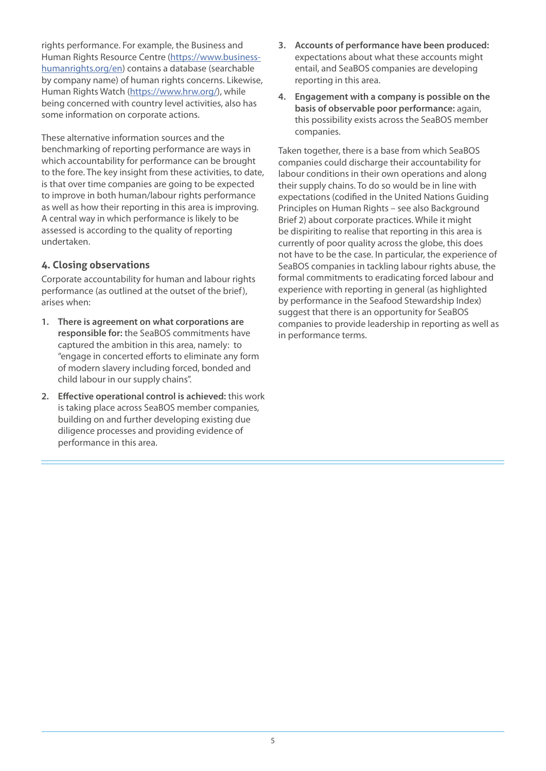rights performance. For example, the Business and Human Rights Resource Centre (https://www.business-humanrights.org/en) contains a database (searchable by company name) of human rights concerns. Likewise, Human Rights Watch (https://www.hrw.org/), while being concerned with country level activities, also has some information on corporate actions.

These alternative information sources and the benchmarking of reporting performance are ways in which accountability for performance can be brought to the fore. The key insight from these activities, to date, is that over time companies are going to be expected to improve in both human/labour rights performance as well as how their reporting in this area is improving. A central way in which performance is likely to be assessed is according to the quality of reporting undertaken.

## 4. Closing observations

Corporate accountability for human and labour rights performance (as outlined at the outset of the brief), arises when:

1. **There is agreement on what corporations are responsible for:** the SeaBOS commitments have captured the ambition in this area, namely: to "engage in concerted efforts to eliminate any form of modern slavery including forced, bonded and child labour in our supply chains".
2. **Effective operational control is achieved:** this work is taking place across SeaBOS member companies, building on and further developing existing due diligence processes and providing evidence of performance in this area.
3. **Accounts of performance have been produced:** expectations about what these accounts might entail, and SeaBOS companies are developing reporting in this area.
4. **Engagement with a company is possible on the basis of observable poor performance:** again, this possibility exists across the SeaBOS member companies.

Taken together, there is a base from which SeaBOS companies could discharge their accountability for labour conditions in their own operations and along their supply chains. To do so would be in line with expectations (codified in the United Nations Guiding Principles on Human Rights – see also Background Brief 2) about corporate practices. While it might be dispiriting to realise that reporting in this area is currently of poor quality across the globe, this does not have to be the case. In particular, the experience of SeaBOS companies in tackling labour rights abuse, the formal commitments to eradicating forced labour and experience with reporting in general (as highlighted by performance in the Seafood Stewardship Index) suggest that there is an opportunity for SeaBOS companies to provide leadership in reporting as well as in performance terms.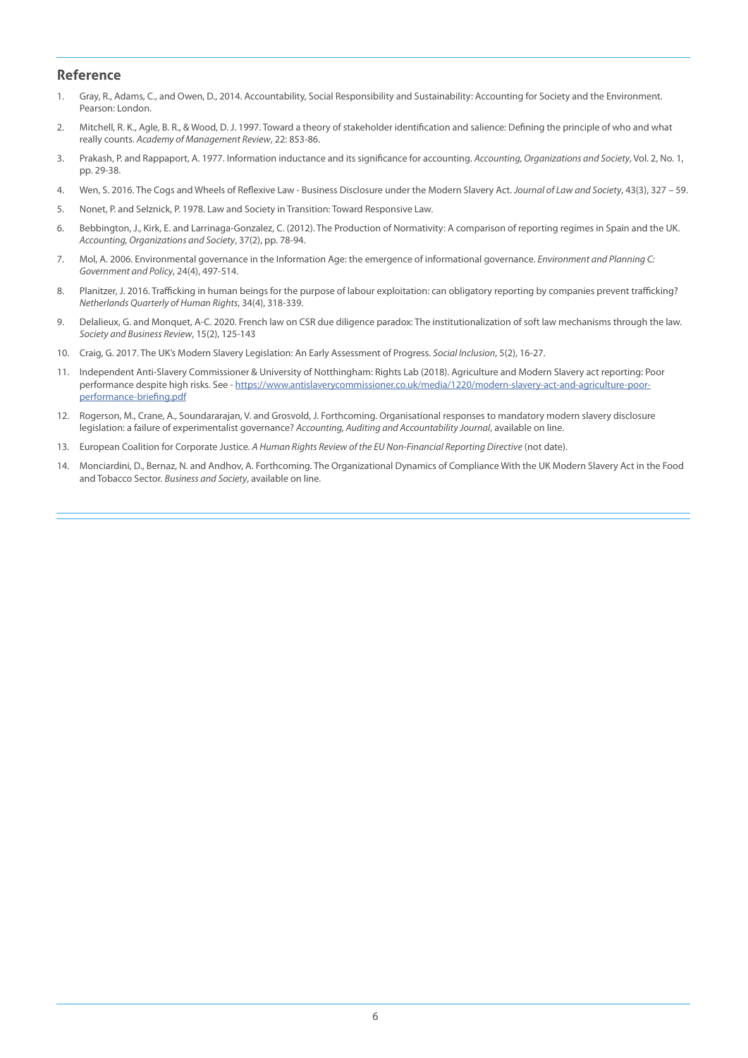## Reference

1. Gray, R., Adams, C., and Owen, D., 2014. Accountability, Social Responsibility and Sustainability: Accounting for Society and the Environment. Pearson: London.
2. Mitchell, R. K., Agle, B. R., & Wood, D. J. 1997. Toward a theory of stakeholder identification and salience: Defining the principle of who and what really counts. *Academy of Management Review*, 22: 853-86.
3. Prakash, P. and Rappaport, A. 1977. Information inductance and its significance for accounting. *Accounting, Organizations and Society*, Vol. 2, No. 1, pp. 29-38.
4. Wen, S. 2016. The Cogs and Wheels of Reflexive Law - Business Disclosure under the Modern Slavery Act. *Journal of Law and Society*, 43(3), 327 – 59.
5. Nonet, P. and Selznick, P. 1978. Law and Society in Transition: Toward Responsive Law.
6. Bebbington, J., Kirk, E. and Larrinaga-Gonzalez, C. (2012). The Production of Normativity: A comparison of reporting regimes in Spain and the UK. *Accounting, Organizations and Society*, 37(2), pp. 78-94.
7. Mol, A. 2006. Environmental governance in the Information Age: the emergence of informational governance. *Environment and Planning C: Government and Policy*, 24(4), 497-514.
8. Planitzer, J. 2016. Trafficking in human beings for the purpose of labour exploitation: can obligatory reporting by companies prevent trafficking? *Netherlands Quarterly of Human Rights*, 34(4), 318-339.
9. Delalieux, G. and Monquet, A-C. 2020. French law on CSR due diligence paradox: The institutionalization of soft law mechanisms through the law. *Society and Business Review*, 15(2), 125-143
10. Craig, G. 2017. The UK's Modern Slavery Legislation: An Early Assessment of Progress. *Social Inclusion*, 5(2), 16-27.
11. Independent Anti-Slavery Commissioner & University of Notthingham: Rights Lab (2018). Agriculture and Modern Slavery act reporting: Poor performance despite high risks. See - [https://www.antislaverycommissioner.co.uk/media/1220/modern-slavery-act-and-agriculture-poor-performance-briefing.pdf](https://www.antislaverycommissioner.co.uk/media/1220/modern-slavery-act-and-agriculture-poor-performance-briefing.pdf)
12. Rogerson, M., Crane, A., Soundararajan, V. and Grosvold, J. Forthcoming. Organisational responses to mandatory modern slavery disclosure legislation: a failure of experimentalist governance? *Accounting, Auditing and Accountability Journal*, available on line.
13. European Coalition for Corporate Justice. *A Human Rights Review of the EU Non-Financial Reporting Directive* (not date).
14. Monciardini, D., Bernaz, N. and Andhov, A. Forthcoming. The Organizational Dynamics of Compliance With the UK Modern Slavery Act in the Food and Tobacco Sector. *Business and Society*, available on line.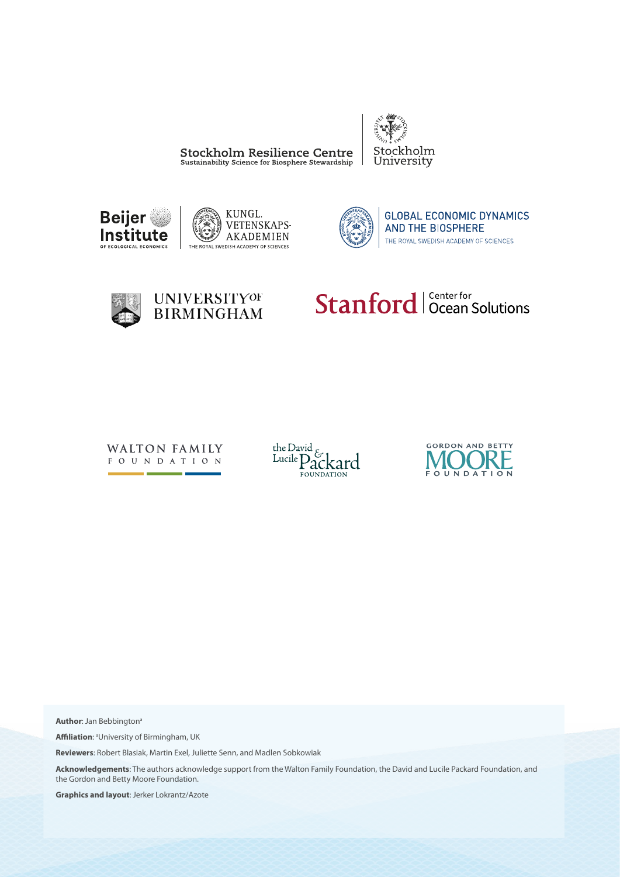Stockholm Resilience Centre
Sustainability Science for Biosphere Stewardship

Stockholm University

Beijer Institute of Ecological Economics

KUNGL. VETENSKAPS-AKADEMIEN
THE ROYAL SWEDISH ACADEMY OF SCIENCES

GLOBAL ECONOMIC DYNAMICS AND THE BIOSPHERE
THE ROYAL SWEDISH ACADEMY OF SCIENCES

UNIVERSITY OF BIRMINGHAM

Stanford | Center for Ocean Solutions

WALTON FAMILY FOUNDATION

the David & Lucile Packard FOUNDATION

GORDON AND BETTY MOORE FOUNDATION

**Author**: Jan Bebbington[a]

**Affiliation**: [a]University of Birmingham, UK

**Reviewers**: Robert Blasiak, Martin Exel, Juliette Senn, and Madlen Sobkowiak

**Acknowledgements**: The authors acknowledge support from the Walton Family Foundation, the David and Lucile Packard Foundation, and the Gordon and Betty Moore Foundation.

**Graphics and layout**: Jerker Lokrantz/Azote